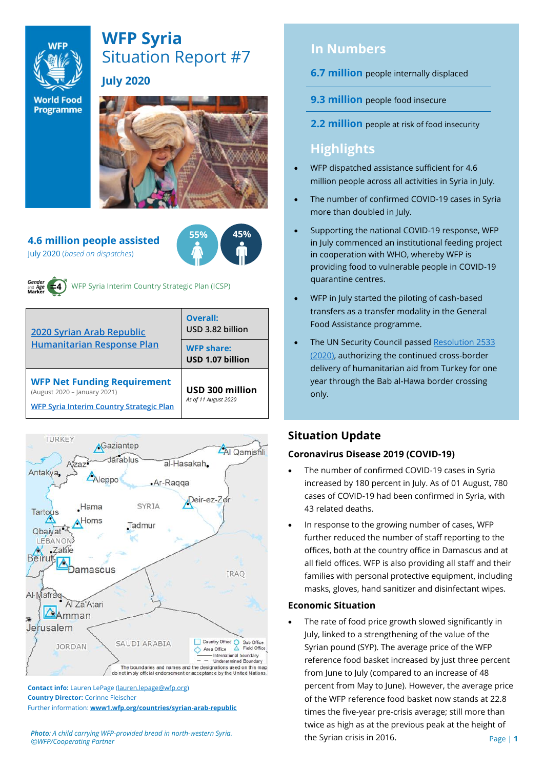# WFP Syria

## Situation Report #7

### July 2020

**4.6 million people assisted**

July 2020 (*based on dispatches*)

55% 45%

WFP Syria Interim Country Strategic Plan (ICSP)

| 2020 Syrian Arab Republic Humanitarian Response Plan | **Overall:** USD 3.82 billion |
|---|---|
| | **WFP share:** USD 1.07 billion |
| **WFP Net Funding Requirement** (August 2020 – January 2021) WFP Syria Interim Country Strategic Plan | **USD 300 million** *As of 11 August 2020* |

**Contact info:** Lauren LePage (lauren.lepage@wfp.org)

**Country Director:** Corinne Fleischer

Further information: **www1.wfp.org/countries/syrian-arab-republic**

*Photo: A child carrying WFP-provided bread in north-western Syria. ©WFP/Cooperating Partner*

## In Numbers

**6.7 million** people internally displaced

**9.3 million** people food insecure

**2.2 million** people at risk of food insecurity

## Highlights

- WFP dispatched assistance sufficient for 4.6 million people across all activities in Syria in July.
- The number of confirmed COVID-19 cases in Syria more than doubled in July.
- Supporting the national COVID-19 response, WFP in July commenced an institutional feeding project in cooperation with WHO, whereby WFP is providing food to vulnerable people in COVID-19 quarantine centres.
- WFP in July started the piloting of cash-based transfers as a transfer modality in the General Food Assistance programme.
- The UN Security Council passed Resolution 2533 (2020), authorizing the continued cross-border delivery of humanitarian aid from Turkey for one year through the Bab al-Hawa border crossing only.

## Situation Update

### Coronavirus Disease 2019 (COVID-19)

- The number of confirmed COVID-19 cases in Syria increased by 180 percent in July. As of 01 August, 780 cases of COVID-19 had been confirmed in Syria, with 43 related deaths.
- In response to the growing number of cases, WFP further reduced the number of staff reporting to the offices, both at the country office in Damascus and at all field offices. WFP is also providing all staff and their families with personal protective equipment, including masks, gloves, hand sanitizer and disinfectant wipes.

### Economic Situation

- The rate of food price growth slowed significantly in July, linked to a strengthening of the value of the Syrian pound (SYP). The average price of the WFP reference food basket increased by just three percent from June to July (compared to an increase of 48 percent from May to June). However, the average price of the WFP reference food basket now stands at 22.8 times the five-year pre-crisis average; still more than twice as high as at the previous peak at the height of the Syrian crisis in 2016.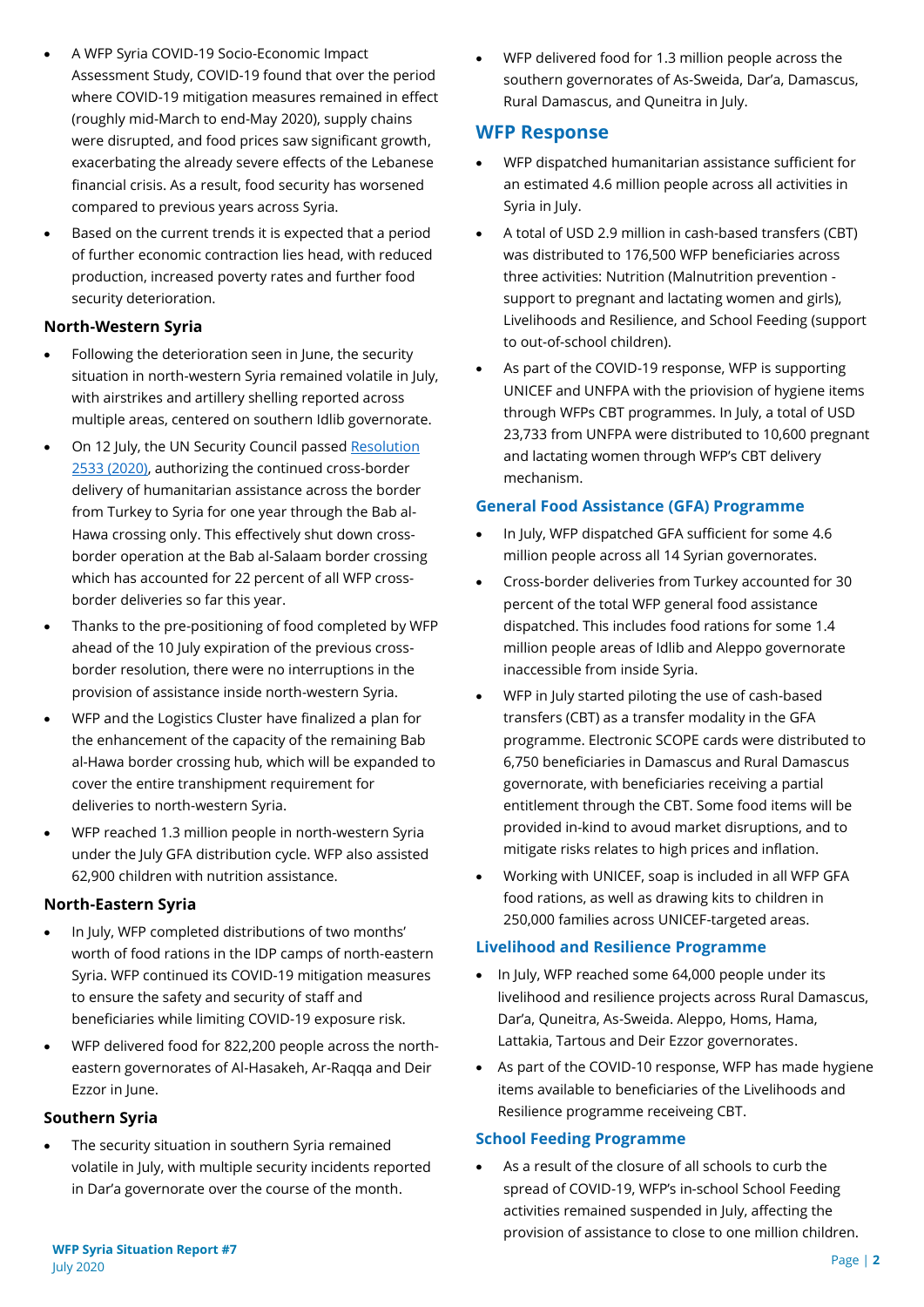- A WFP Syria COVID-19 Socio-Economic Impact Assessment Study, COVID-19 found that over the period where COVID-19 mitigation measures remained in effect (roughly mid-March to end-May 2020), supply chains were disrupted, and food prices saw significant growth, exacerbating the already severe effects of the Lebanese financial crisis. As a result, food security has worsened compared to previous years across Syria.
- Based on the current trends it is expected that a period of further economic contraction lies head, with reduced production, increased poverty rates and further food security deterioration.

### North-Western Syria

- Following the deterioration seen in June, the security situation in north-western Syria remained volatile in July, with airstrikes and artillery shelling reported across multiple areas, centered on southern Idlib governorate.
- On 12 July, the UN Security Council passed Resolution 2533 (2020), authorizing the continued cross-border delivery of humanitarian assistance across the border from Turkey to Syria for one year through the Bab al-Hawa crossing only. This effectively shut down cross-border operation at the Bab al-Salaam border crossing which has accounted for 22 percent of all WFP cross-border deliveries so far this year.
- Thanks to the pre-positioning of food completed by WFP ahead of the 10 July expiration of the previous cross-border resolution, there were no interruptions in the provision of assistance inside north-western Syria.
- WFP and the Logistics Cluster have finalized a plan for the enhancement of the capacity of the remaining Bab al-Hawa border crossing hub, which will be expanded to cover the entire transhipment requirement for deliveries to north-western Syria.
- WFP reached 1.3 million people in north-western Syria under the July GFA distribution cycle. WFP also assisted 62,900 children with nutrition assistance.

### North-Eastern Syria

- In July, WFP completed distributions of two months' worth of food rations in the IDP camps of north-eastern Syria. WFP continued its COVID-19 mitigation measures to ensure the safety and security of staff and beneficiaries while limiting COVID-19 exposure risk.
- WFP delivered food for 822,200 people across the north-eastern governorates of Al-Hasakeh, Ar-Raqqa and Deir Ezzor in June.

### Southern Syria

- The security situation in southern Syria remained volatile in July, with multiple security incidents reported in Dar'a governorate over the course of the month.
- WFP delivered food for 1.3 million people across the southern governorates of As-Sweida, Dar'a, Damascus, Rural Damascus, and Quneitra in July.

## WFP Response

- WFP dispatched humanitarian assistance sufficient for an estimated 4.6 million people across all activities in Syria in July.
- A total of USD 2.9 million in cash-based transfers (CBT) was distributed to 176,500 WFP beneficiaries across three activities: Nutrition (Malnutrition prevention - support to pregnant and lactating women and girls), Livelihoods and Resilience, and School Feeding (support to out-of-school children).
- As part of the COVID-19 response, WFP is supporting UNICEF and UNFPA with the priovision of hygiene items through WFPs CBT programmes. In July, a total of USD 23,733 from UNFPA were distributed to 10,600 pregnant and lactating women through WFP's CBT delivery mechanism.

### General Food Assistance (GFA) Programme

- In July, WFP dispatched GFA sufficient for some 4.6 million people across all 14 Syrian governorates.
- Cross-border deliveries from Turkey accounted for 30 percent of the total WFP general food assistance dispatched. This includes food rations for some 1.4 million people areas of Idlib and Aleppo governorate inaccessible from inside Syria.
- WFP in July started piloting the use of cash-based transfers (CBT) as a transfer modality in the GFA programme. Electronic SCOPE cards were distributed to 6,750 beneficiaries in Damascus and Rural Damascus governorate, with beneficiaries receiving a partial entitlement through the CBT. Some food items will be provided in-kind to avoud market disruptions, and to mitigate risks relates to high prices and inflation.
- Working with UNICEF, soap is included in all WFP GFA food rations, as well as drawing kits to children in 250,000 families across UNICEF-targeted areas.

### Livelihood and Resilience Programme

- In July, WFP reached some 64,000 people under its livelihood and resilience projects across Rural Damascus, Dar'a, Quneitra, As-Sweida. Aleppo, Homs, Hama, Lattakia, Tartous and Deir Ezzor governorates.
- As part of the COVID-10 response, WFP has made hygiene items available to beneficiaries of the Livelihoods and Resilience programme receiveing CBT.

### School Feeding Programme

- As a result of the closure of all schools to curb the spread of COVID-19, WFP's in-school School Feeding activities remained suspended in July, affecting the provision of assistance to close to one million children.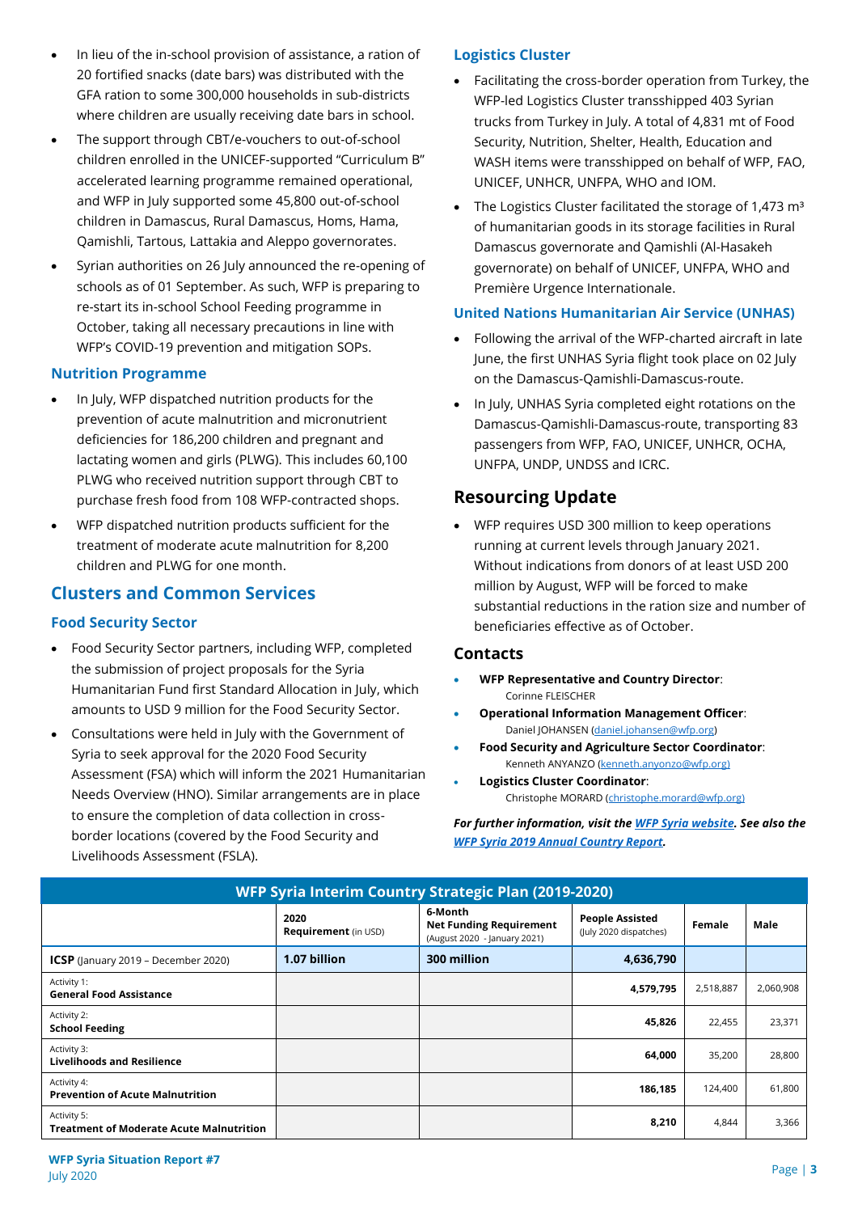- In lieu of the in-school provision of assistance, a ration of 20 fortified snacks (date bars) was distributed with the GFA ration to some 300,000 households in sub-districts where children are usually receiving date bars in school.
- The support through CBT/e-vouchers to out-of-school children enrolled in the UNICEF-supported "Curriculum B" accelerated learning programme remained operational, and WFP in July supported some 45,800 out-of-school children in Damascus, Rural Damascus, Homs, Hama, Qamishli, Tartous, Lattakia and Aleppo governorates.
- Syrian authorities on 26 July announced the re-opening of schools as of 01 September. As such, WFP is preparing to re-start its in-school School Feeding programme in October, taking all necessary precautions in line with WFP's COVID-19 prevention and mitigation SOPs.

### Nutrition Programme

- In July, WFP dispatched nutrition products for the prevention of acute malnutrition and micronutrient deficiencies for 186,200 children and pregnant and lactating women and girls (PLWG). This includes 60,100 PLWG who received nutrition support through CBT to purchase fresh food from 108 WFP-contracted shops.
- WFP dispatched nutrition products sufficient for the treatment of moderate acute malnutrition for 8,200 children and PLWG for one month.

## Clusters and Common Services

### Food Security Sector

- Food Security Sector partners, including WFP, completed the submission of project proposals for the Syria Humanitarian Fund first Standard Allocation in July, which amounts to USD 9 million for the Food Security Sector.
- Consultations were held in July with the Government of Syria to seek approval for the 2020 Food Security Assessment (FSA) which will inform the 2021 Humanitarian Needs Overview (HNO). Similar arrangements are in place to ensure the completion of data collection in cross-border locations (covered by the Food Security and Livelihoods Assessment (FSLA).

### Logistics Cluster

- Facilitating the cross-border operation from Turkey, the WFP-led Logistics Cluster transshipped 403 Syrian trucks from Turkey in July. A total of 4,831 mt of Food Security, Nutrition, Shelter, Health, Education and WASH items were transshipped on behalf of WFP, FAO, UNICEF, UNHCR, UNFPA, WHO and IOM.
- The Logistics Cluster facilitated the storage of 1,473 m³ of humanitarian goods in its storage facilities in Rural Damascus governorate and Qamishli (Al-Hasakeh governorate) on behalf of UNICEF, UNFPA, WHO and Première Urgence Internationale.

### United Nations Humanitarian Air Service (UNHAS)

- Following the arrival of the WFP-charted aircraft in late June, the first UNHAS Syria flight took place on 02 July on the Damascus-Qamishli-Damascus-route.
- In July, UNHAS Syria completed eight rotations on the Damascus-Qamishli-Damascus-route, transporting 83 passengers from WFP, FAO, UNICEF, UNHCR, OCHA, UNFPA, UNDP, UNDSS and ICRC.

## Resourcing Update

- WFP requires USD 300 million to keep operations running at current levels through January 2021. Without indications from donors of at least USD 200 million by August, WFP will be forced to make substantial reductions in the ration size and number of beneficiaries effective as of October.

## Contacts

- **WFP Representative and Country Director**: Corinne FLEISCHER
- **Operational Information Management Officer**: Daniel JOHANSEN (daniel.johansen@wfp.org)
- **Food Security and Agriculture Sector Coordinator**: Kenneth ANYANZO (kenneth.anyonzo@wfp.org)
- **Logistics Cluster Coordinator**: Christophe MORARD (christophe.morard@wfp.org)

***For further information, visit the WFP Syria website. See also the WFP Syria 2019 Annual Country Report.***

| WFP Syria Interim Country Strategic Plan (2019-2020) | | | | | |
|---|---|---|---|---|---|
| | **2020 Requirement** (in USD) | **6-Month Net Funding Requirement** (August 2020 - January 2021) | **People Assisted** (July 2020 dispatches) | **Female** | **Male** |
| **ICSP** (January 2019 – December 2020) | **1.07 billion** | **300 million** | **4,636,790** | | |
| Activity 1: **General Food Assistance** | | | **4,579,795** | 2,518,887 | 2,060,908 |
| Activity 2: **School Feeding** | | | **45,826** | 22,455 | 23,371 |
| Activity 3: **Livelihoods and Resilience** | | | **64,000** | 35,200 | 28,800 |
| Activity 4: **Prevention of Acute Malnutrition** | | | **186,185** | 124,400 | 61,800 |
| Activity 5: **Treatment of Moderate Acute Malnutrition** | | | **8,210** | 4,844 | 3,366 |